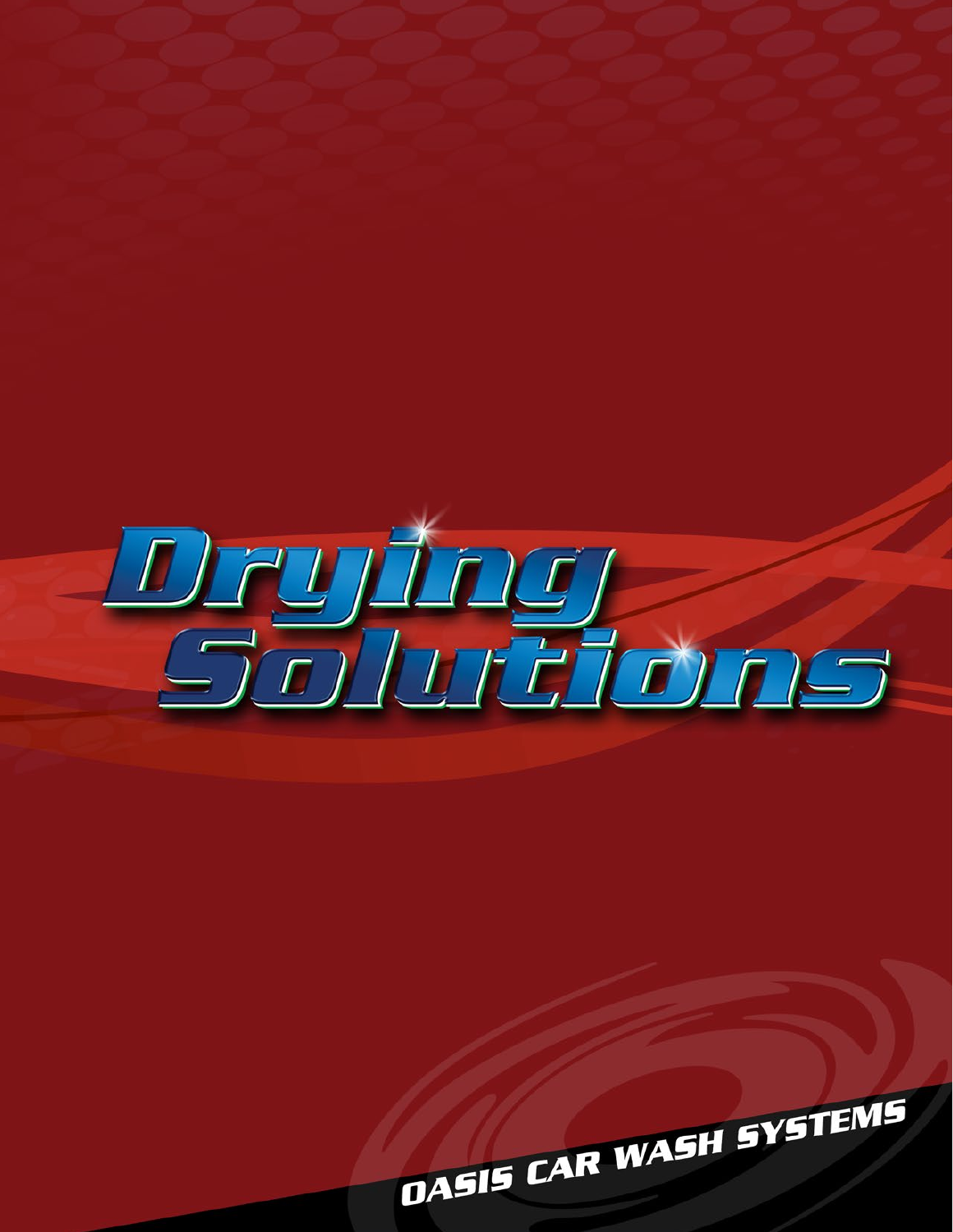# Drying Solutions

OASIS CAR WASH SYSTEMS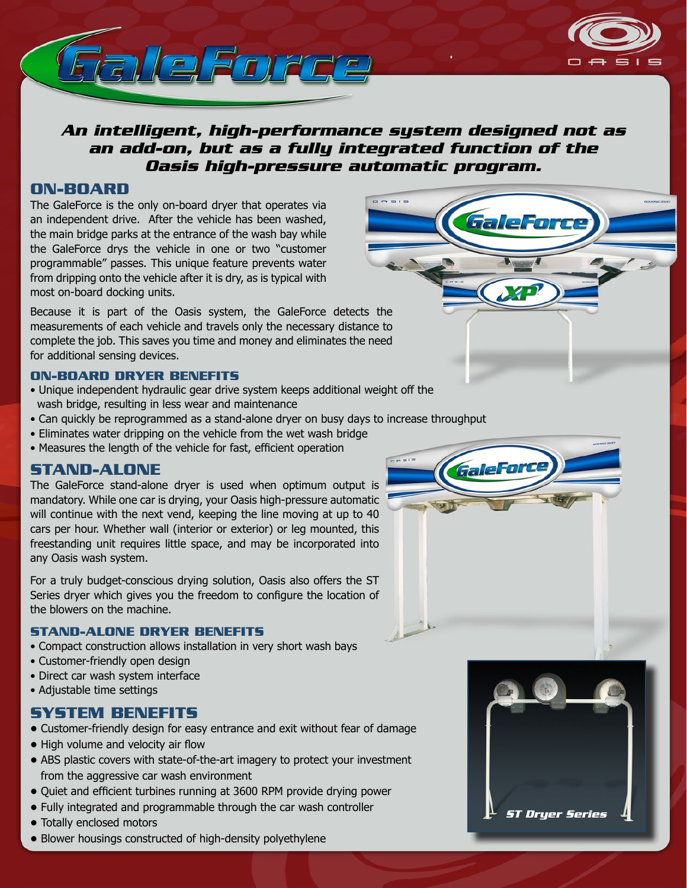# GaleForce

***An intelligent, high-performance system designed not as an add-on, but as a fully integrated function of the Oasis high-pressure automatic program.***

## ON-BOARD

The GaleForce is the only on-board dryer that operates via an independent drive. After the vehicle has been washed, the main bridge parks at the entrance of the wash bay while the GaleForce drys the vehicle in one or two "customer programmable" passes. This unique feature prevents water from dripping onto the vehicle after it is dry, as is typical with most on-board docking units.

Because it is part of the Oasis system, the GaleForce detects the measurements of each vehicle and travels only the necessary distance to complete the job. This saves you time and money and eliminates the need for additional sensing devices.

### ON-BOARD DRYER BENEFITS

- Unique independent hydraulic gear drive system keeps additional weight off the wash bridge, resulting in less wear and maintenance
- Can quickly be reprogrammed as a stand-alone dryer on busy days to increase throughput
- Eliminates water dripping on the vehicle from the wet wash bridge
- Measures the length of the vehicle for fast, efficient operation

## STAND-ALONE

The GaleForce stand-alone dryer is used when optimum output is mandatory. While one car is drying, your Oasis high-pressure automatic will continue with the next vend, keeping the line moving at up to 40 cars per hour. Whether wall (interior or exterior) or leg mounted, this freestanding unit requires little space, and may be incorporated into any Oasis wash system.

For a truly budget-conscious drying solution, Oasis also offers the ST Series dryer which gives you the freedom to configure the location of the blowers on the machine.

### STAND-ALONE DRYER BENEFITS

- Compact construction allows installation in very short wash bays
- Customer-friendly open design
- Direct car wash system interface
- Adjustable time settings

## SYSTEM BENEFITS

- Customer-friendly design for easy entrance and exit without fear of damage
- High volume and velocity air flow
- ABS plastic covers with state-of-the-art imagery to protect your investment from the aggressive car wash environment
- Quiet and efficient turbines running at 3600 RPM provide drying power
- Fully integrated and programmable through the car wash controller
- Totally enclosed motors
- Blower housings constructed of high-density polyethylene

*ST Dryer Series*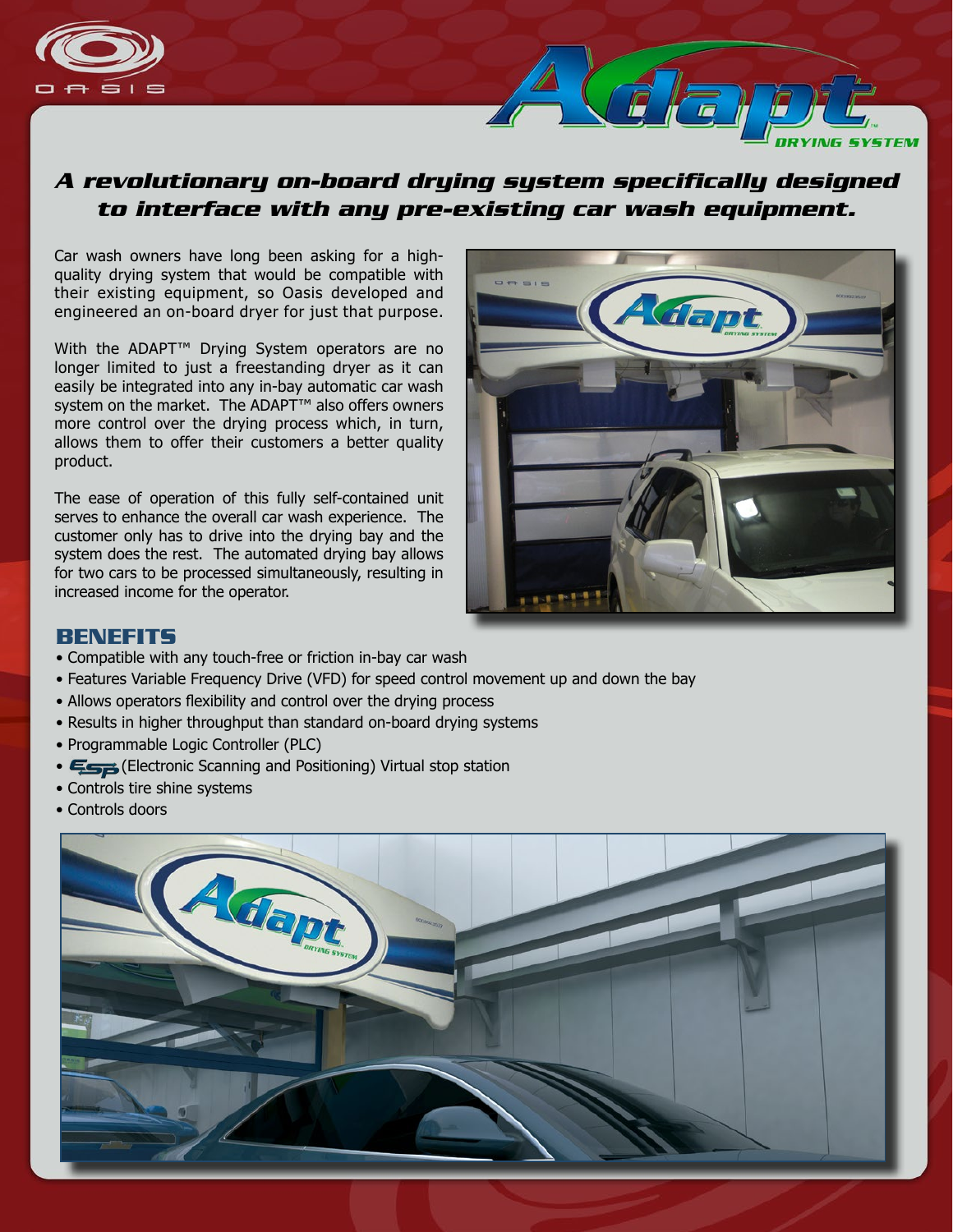# Adapt™ DRYING SYSTEM

## *A revolutionary on-board drying system specifically designed to interface with any pre-existing car wash equipment.*

Car wash owners have long been asking for a high-quality drying system that would be compatible with their existing equipment, so Oasis developed and engineered an on-board dryer for just that purpose.

With the ADAPT™ Drying System operators are no longer limited to just a freestanding dryer as it can easily be integrated into any in-bay automatic car wash system on the market. The ADAPT™ also offers owners more control over the drying process which, in turn, allows them to offer their customers a better quality product.

The ease of operation of this fully self-contained unit serves to enhance the overall car wash experience. The customer only has to drive into the drying bay and the system does the rest. The automated drying bay allows for two cars to be processed simultaneously, resulting in increased income for the operator.

## BENEFITS

- Compatible with any touch-free or friction in-bay car wash
- Features Variable Frequency Drive (VFD) for speed control movement up and down the bay
- Allows operators flexibility and control over the drying process
- Results in higher throughput than standard on-board drying systems
- Programmable Logic Controller (PLC)
- ESP (Electronic Scanning and Positioning) Virtual stop station
- Controls tire shine systems
- Controls doors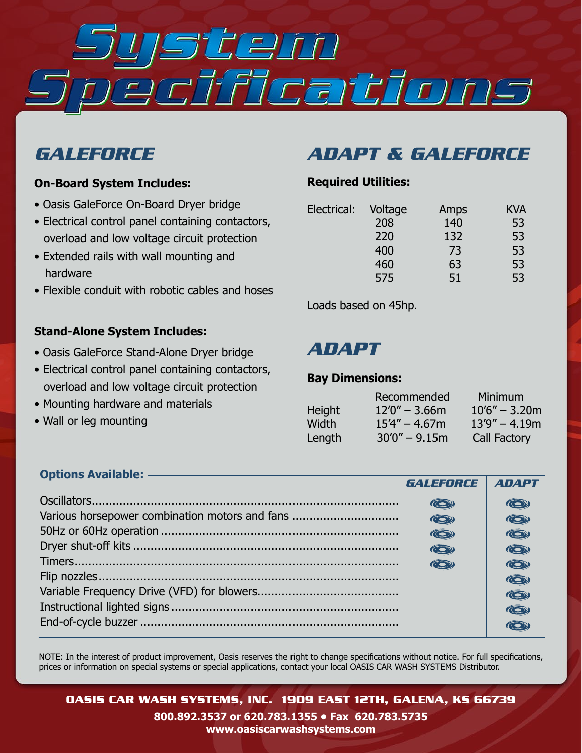# System Specifications

## GALEFORCE

**On-Board System Includes:**

- Oasis GaleForce On-Board Dryer bridge
- Electrical control panel containing contactors, overload and low voltage circuit protection
- Extended rails with wall mounting and hardware
- Flexible conduit with robotic cables and hoses

**Stand-Alone System Includes:**

- Oasis GaleForce Stand-Alone Dryer bridge
- Electrical control panel containing contactors, overload and low voltage circuit protection
- Mounting hardware and materials
- Wall or leg mounting

## ADAPT & GALEFORCE

**Required Utilities:**

| Electrical: | Voltage | Amps | KVA |
|---|---|---|---|
| | 208 | 140 | 53 |
| | 220 | 132 | 53 |
| | 400 | 73 | 53 |
| | 460 | 63 | 53 |
| | 575 | 51 | 53 |

Loads based on 45hp.

## ADAPT

**Bay Dimensions:**

| | Recommended | Minimum |
|---|---|---|
| Height | 12'0" – 3.66m | 10'6" – 3.20m |
| Width | 15'4" – 4.67m | 13'9" – 4.19m |
| Length | 30'0" – 9.15m | Call Factory |

**Options Available:**

| | GALEFORCE | ADAPT |
|---|---|---|
| Oscillators | ● | ● |
| Various horsepower combination motors and fans | ● | ● |
| 50Hz or 60Hz operation | ● | ● |
| Dryer shut-off kits | ● | ● |
| Timers | ● | ● |
| Flip nozzles | | ● |
| Variable Frequency Drive (VFD) for blowers | | ● |
| Instructional lighted signs | | ● |
| End-of-cycle buzzer | | ● |

NOTE: In the interest of product improvement, Oasis reserves the right to change specifications without notice. For full specifications, prices or information on special systems or special applications, contact your local OASIS CAR WASH SYSTEMS Distributor.

**OASIS CAR WASH SYSTEMS, INC. 1909 EAST 12TH, GALENA, KS 66739**

**800.892.3537 or 620.783.1355 • Fax 620.783.5735**

**www.oasiscarwashsystems.com**